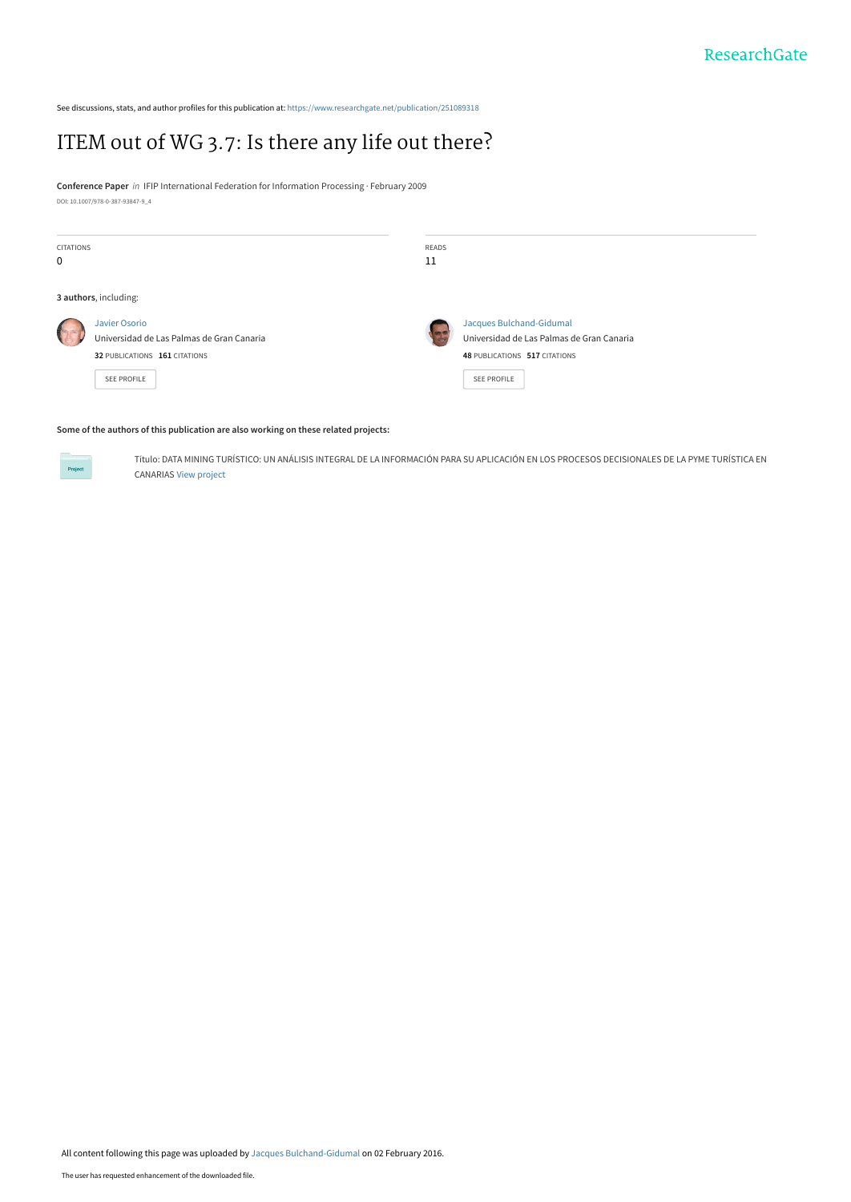ResearchGate

See discussions, stats, and author profiles for this publication at: https://www.researchgate.net/publication/251089318

# ITEM out of WG 3.7: Is there any life out there?

**Conference Paper** *in* IFIP International Federation for Information Processing · February 2009

DOI: 10.1007/978-0-387-93847-9_4

CITATIONS
0

READS
11

**3 authors**, including:

Javier Osorio
Universidad de Las Palmas de Gran Canaria
**32** PUBLICATIONS **161** CITATIONS

SEE PROFILE

Jacques Bulchand-Gidumal
Universidad de Las Palmas de Gran Canaria
**48** PUBLICATIONS **517** CITATIONS

SEE PROFILE

**Some of the authors of this publication are also working on these related projects:**

Project

Título: DATA MINING TURÍSTICO: UN ANÁLISIS INTEGRAL DE LA INFORMACIÓN PARA SU APLICACIÓN EN LOS PROCESOS DECISIONALES DE LA PYME TURÍSTICA EN CANARIAS View project

All content following this page was uploaded by Jacques Bulchand-Gidumal on 02 February 2016.

The user has requested enhancement of the downloaded file.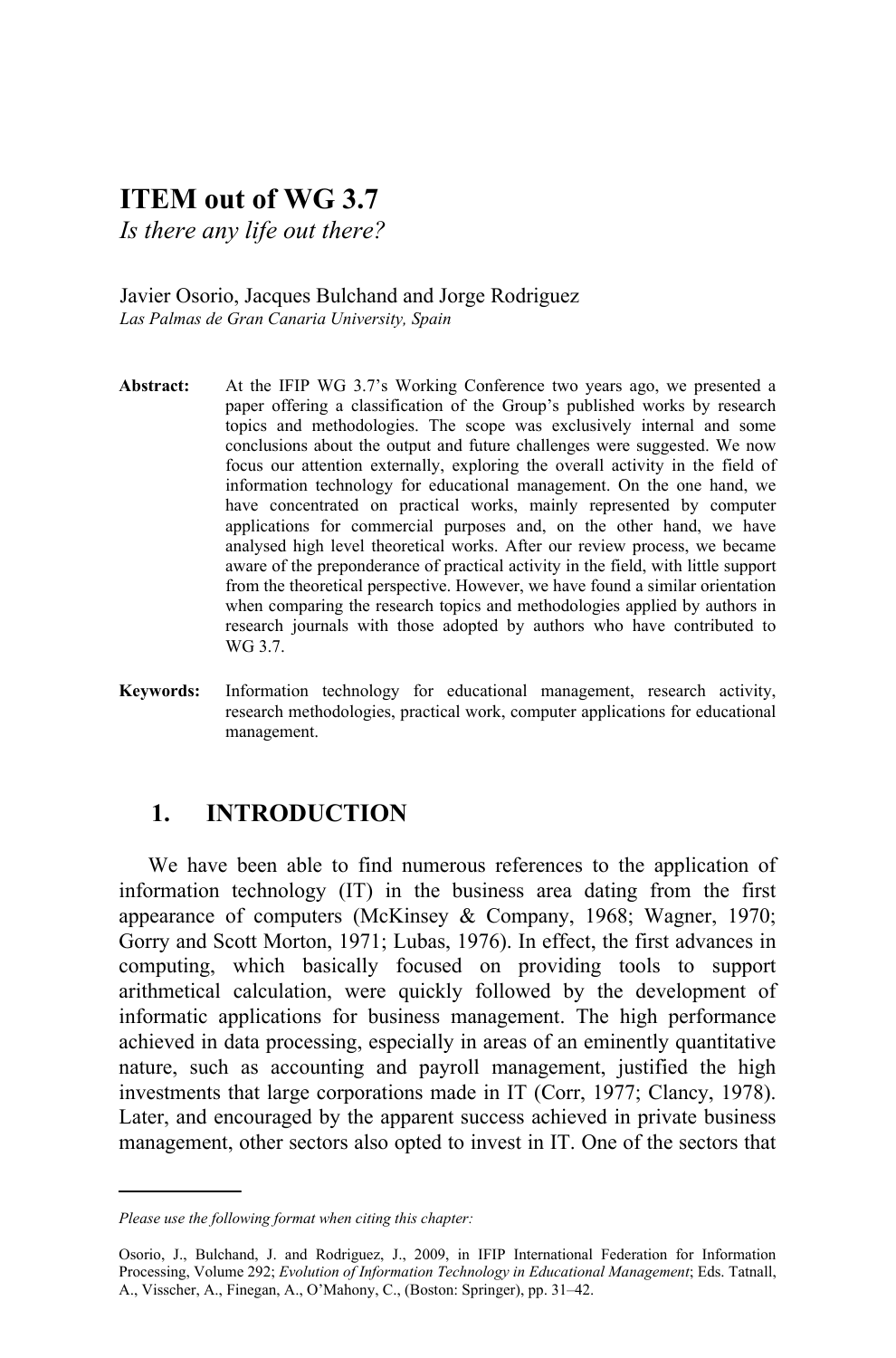# ITEM out of WG 3.7

*Is there any life out there?*

Javier Osorio, Jacques Bulchand and Jorge Rodriguez
*Las Palmas de Gran Canaria University, Spain*

**Abstract:** At the IFIP WG 3.7's Working Conference two years ago, we presented a paper offering a classification of the Group's published works by research topics and methodologies. The scope was exclusively internal and some conclusions about the output and future challenges were suggested. We now focus our attention externally, exploring the overall activity in the field of information technology for educational management. On the one hand, we have concentrated on practical works, mainly represented by computer applications for commercial purposes and, on the other hand, we have analysed high level theoretical works. After our review process, we became aware of the preponderance of practical activity in the field, with little support from the theoretical perspective. However, we have found a similar orientation when comparing the research topics and methodologies applied by authors in research journals with those adopted by authors who have contributed to WG 3.7.

**Keywords:** Information technology for educational management, research activity, research methodologies, practical work, computer applications for educational management.

## 1. INTRODUCTION

We have been able to find numerous references to the application of information technology (IT) in the business area dating from the first appearance of computers (McKinsey & Company, 1968; Wagner, 1970; Gorry and Scott Morton, 1971; Lubas, 1976). In effect, the first advances in computing, which basically focused on providing tools to support arithmetical calculation, were quickly followed by the development of informatic applications for business management. The high performance achieved in data processing, especially in areas of an eminently quantitative nature, such as accounting and payroll management, justified the high investments that large corporations made in IT (Corr, 1977; Clancy, 1978). Later, and encouraged by the apparent success achieved in private business management, other sectors also opted to invest in IT. One of the sectors that

---

*Please use the following format when citing this chapter:*

Osorio, J., Bulchand, J. and Rodriguez, J., 2009, in IFIP International Federation for Information Processing, Volume 292; *Evolution of Information Technology in Educational Management*; Eds. Tatnall, A., Visscher, A., Finegan, A., O'Mahony, C., (Boston: Springer), pp. 31–42.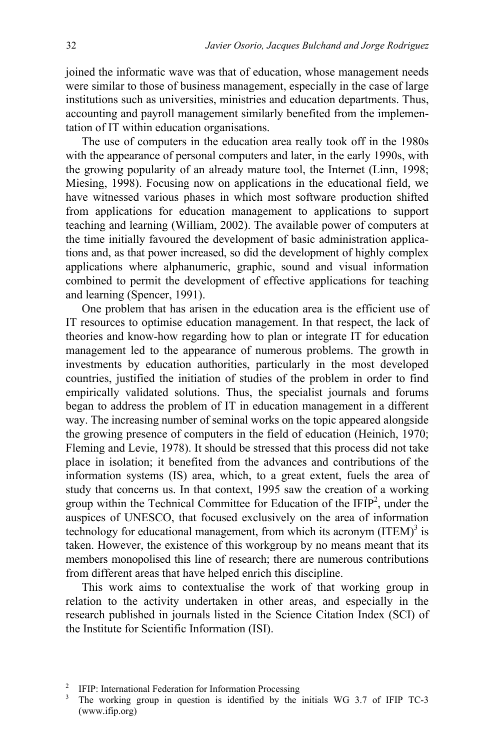joined the informatic wave was that of education, whose management needs were similar to those of business management, especially in the case of large institutions such as universities, ministries and education departments. Thus, accounting and payroll management similarly benefited from the implementation of IT within education organisations.

The use of computers in the education area really took off in the 1980s with the appearance of personal computers and later, in the early 1990s, with the growing popularity of an already mature tool, the Internet (Linn, 1998; Miesing, 1998). Focusing now on applications in the educational field, we have witnessed various phases in which most software production shifted from applications for education management to applications to support teaching and learning (William, 2002). The available power of computers at the time initially favoured the development of basic administration applications and, as that power increased, so did the development of highly complex applications where alphanumeric, graphic, sound and visual information combined to permit the development of effective applications for teaching and learning (Spencer, 1991).

One problem that has arisen in the education area is the efficient use of IT resources to optimise education management. In that respect, the lack of theories and know-how regarding how to plan or integrate IT for education management led to the appearance of numerous problems. The growth in investments by education authorities, particularly in the most developed countries, justified the initiation of studies of the problem in order to find empirically validated solutions. Thus, the specialist journals and forums began to address the problem of IT in education management in a different way. The increasing number of seminal works on the topic appeared alongside the growing presence of computers in the field of education (Heinich, 1970; Fleming and Levie, 1978). It should be stressed that this process did not take place in isolation; it benefited from the advances and contributions of the information systems (IS) area, which, to a great extent, fuels the area of study that concerns us. In that context, 1995 saw the creation of a working group within the Technical Committee for Education of the IFIP[2], under the auspices of UNESCO, that focused exclusively on the area of information technology for educational management, from which its acronym (ITEM)[3] is taken. However, the existence of this workgroup by no means meant that its members monopolised this line of research; there are numerous contributions from different areas that have helped enrich this discipline.

This work aims to contextualise the work of that working group in relation to the activity undertaken in other areas, and especially in the research published in journals listed in the Science Citation Index (SCI) of the Institute for Scientific Information (ISI).

[2] IFIP: International Federation for Information Processing

[3] The working group in question is identified by the initials WG 3.7 of IFIP TC-3 (www.ifip.org)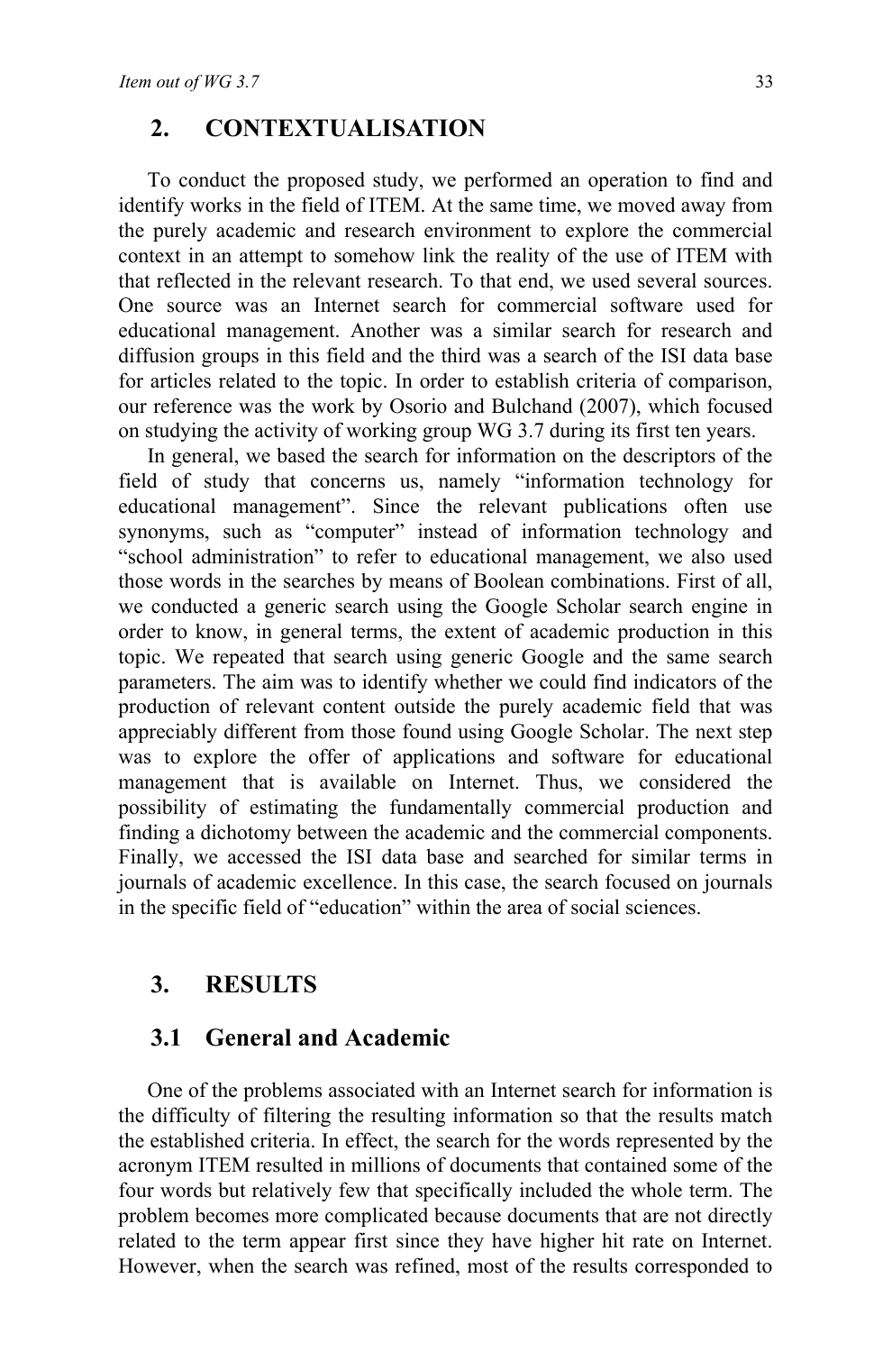## 2. CONTEXTUALISATION

To conduct the proposed study, we performed an operation to find and identify works in the field of ITEM. At the same time, we moved away from the purely academic and research environment to explore the commercial context in an attempt to somehow link the reality of the use of ITEM with that reflected in the relevant research. To that end, we used several sources. One source was an Internet search for commercial software used for educational management. Another was a similar search for research and diffusion groups in this field and the third was a search of the ISI data base for articles related to the topic. In order to establish criteria of comparison, our reference was the work by Osorio and Bulchand (2007), which focused on studying the activity of working group WG 3.7 during its first ten years.

In general, we based the search for information on the descriptors of the field of study that concerns us, namely "information technology for educational management". Since the relevant publications often use synonyms, such as "computer" instead of information technology and "school administration" to refer to educational management, we also used those words in the searches by means of Boolean combinations. First of all, we conducted a generic search using the Google Scholar search engine in order to know, in general terms, the extent of academic production in this topic. We repeated that search using generic Google and the same search parameters. The aim was to identify whether we could find indicators of the production of relevant content outside the purely academic field that was appreciably different from those found using Google Scholar. The next step was to explore the offer of applications and software for educational management that is available on Internet. Thus, we considered the possibility of estimating the fundamentally commercial production and finding a dichotomy between the academic and the commercial components. Finally, we accessed the ISI data base and searched for similar terms in journals of academic excellence. In this case, the search focused on journals in the specific field of "education" within the area of social sciences.

## 3. RESULTS

### 3.1 General and Academic

One of the problems associated with an Internet search for information is the difficulty of filtering the resulting information so that the results match the established criteria. In effect, the search for the words represented by the acronym ITEM resulted in millions of documents that contained some of the four words but relatively few that specifically included the whole term. The problem becomes more complicated because documents that are not directly related to the term appear first since they have higher hit rate on Internet. However, when the search was refined, most of the results corresponded to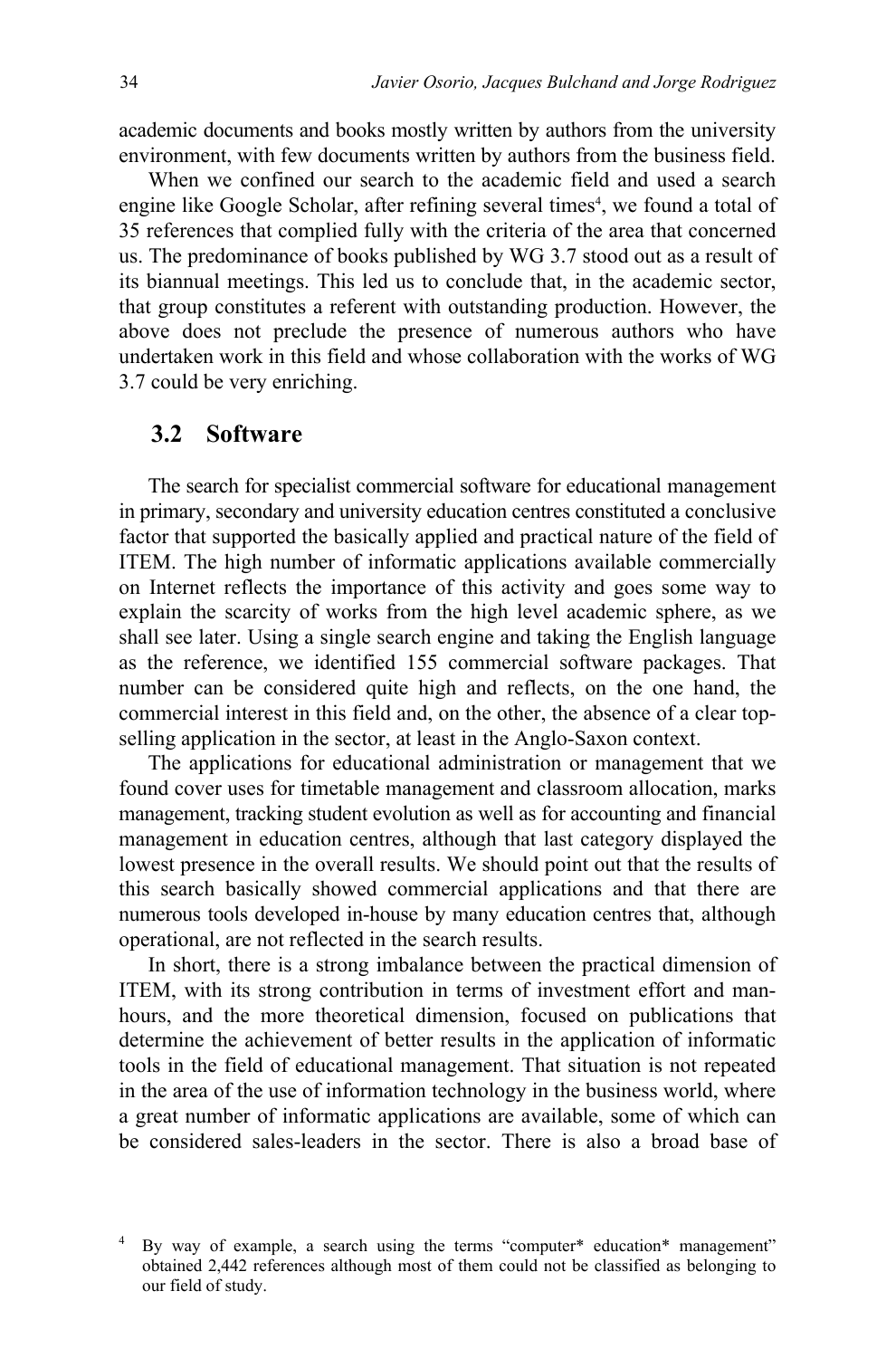academic documents and books mostly written by authors from the university environment, with few documents written by authors from the business field.

When we confined our search to the academic field and used a search engine like Google Scholar, after refining several times[4], we found a total of 35 references that complied fully with the criteria of the area that concerned us. The predominance of books published by WG 3.7 stood out as a result of its biannual meetings. This led us to conclude that, in the academic sector, that group constitutes a referent with outstanding production. However, the above does not preclude the presence of numerous authors who have undertaken work in this field and whose collaboration with the works of WG 3.7 could be very enriching.

## 3.2 Software

The search for specialist commercial software for educational management in primary, secondary and university education centres constituted a conclusive factor that supported the basically applied and practical nature of the field of ITEM. The high number of informatic applications available commercially on Internet reflects the importance of this activity and goes some way to explain the scarcity of works from the high level academic sphere, as we shall see later. Using a single search engine and taking the English language as the reference, we identified 155 commercial software packages. That number can be considered quite high and reflects, on the one hand, the commercial interest in this field and, on the other, the absence of a clear top-selling application in the sector, at least in the Anglo-Saxon context.

The applications for educational administration or management that we found cover uses for timetable management and classroom allocation, marks management, tracking student evolution as well as for accounting and financial management in education centres, although that last category displayed the lowest presence in the overall results. We should point out that the results of this search basically showed commercial applications and that there are numerous tools developed in-house by many education centres that, although operational, are not reflected in the search results.

In short, there is a strong imbalance between the practical dimension of ITEM, with its strong contribution in terms of investment effort and man-hours, and the more theoretical dimension, focused on publications that determine the achievement of better results in the application of informatic tools in the field of educational management. That situation is not repeated in the area of the use of information technology in the business world, where a great number of informatic applications are available, some of which can be considered sales-leaders in the sector. There is also a broad base of

[4] By way of example, a search using the terms "computer* education* management" obtained 2,442 references although most of them could not be classified as belonging to our field of study.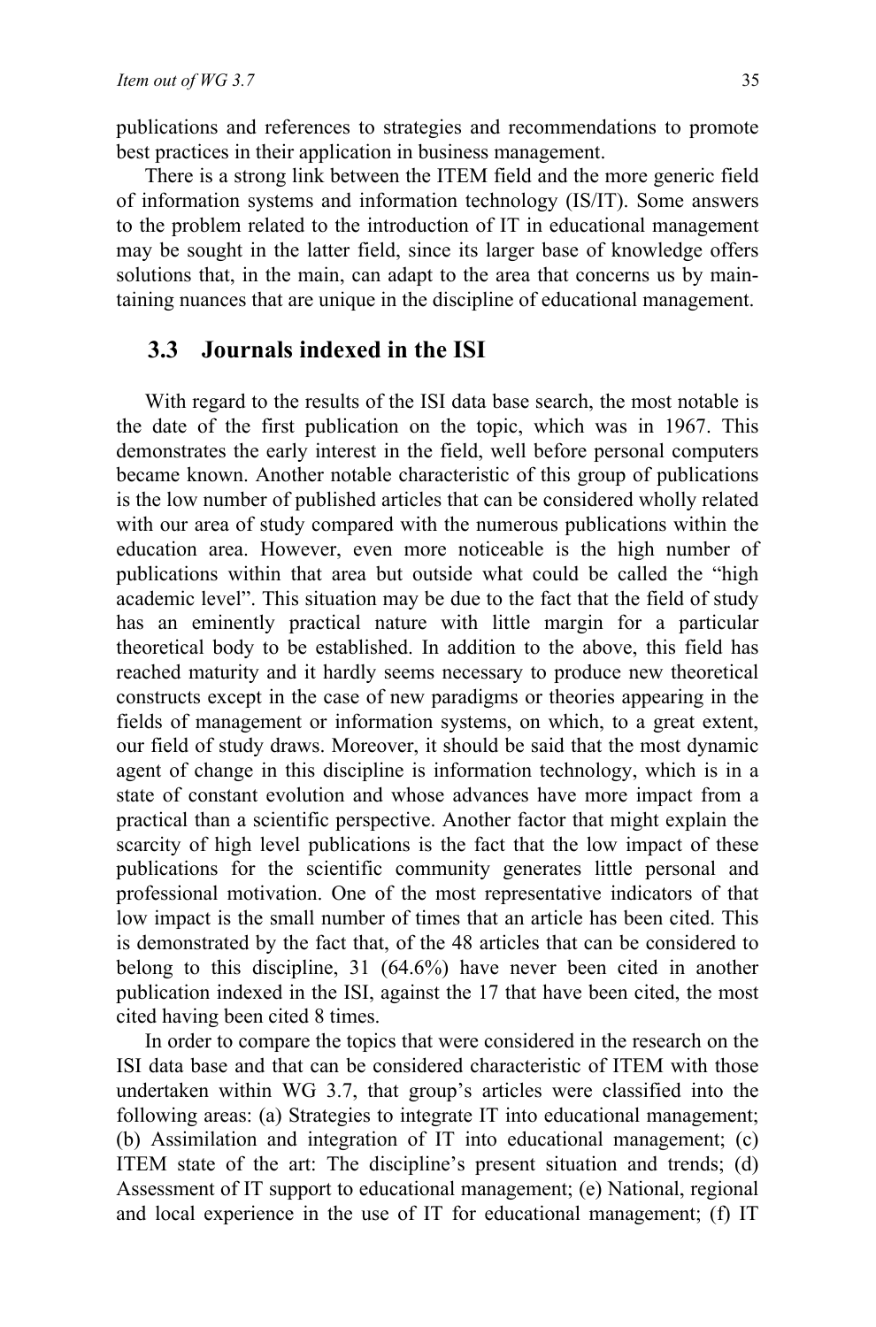publications and references to strategies and recommendations to promote best practices in their application in business management.

There is a strong link between the ITEM field and the more generic field of information systems and information technology (IS/IT). Some answers to the problem related to the introduction of IT in educational management may be sought in the latter field, since its larger base of knowledge offers solutions that, in the main, can adapt to the area that concerns us by maintaining nuances that are unique in the discipline of educational management.

## 3.3 Journals indexed in the ISI

With regard to the results of the ISI data base search, the most notable is the date of the first publication on the topic, which was in 1967. This demonstrates the early interest in the field, well before personal computers became known. Another notable characteristic of this group of publications is the low number of published articles that can be considered wholly related with our area of study compared with the numerous publications within the education area. However, even more noticeable is the high number of publications within that area but outside what could be called the "high academic level". This situation may be due to the fact that the field of study has an eminently practical nature with little margin for a particular theoretical body to be established. In addition to the above, this field has reached maturity and it hardly seems necessary to produce new theoretical constructs except in the case of new paradigms or theories appearing in the fields of management or information systems, on which, to a great extent, our field of study draws. Moreover, it should be said that the most dynamic agent of change in this discipline is information technology, which is in a state of constant evolution and whose advances have more impact from a practical than a scientific perspective. Another factor that might explain the scarcity of high level publications is the fact that the low impact of these publications for the scientific community generates little personal and professional motivation. One of the most representative indicators of that low impact is the small number of times that an article has been cited. This is demonstrated by the fact that, of the 48 articles that can be considered to belong to this discipline, 31 (64.6%) have never been cited in another publication indexed in the ISI, against the 17 that have been cited, the most cited having been cited 8 times.

In order to compare the topics that were considered in the research on the ISI data base and that can be considered characteristic of ITEM with those undertaken within WG 3.7, that group's articles were classified into the following areas: (a) Strategies to integrate IT into educational management; (b) Assimilation and integration of IT into educational management; (c) ITEM state of the art: The discipline's present situation and trends; (d) Assessment of IT support to educational management; (e) National, regional and local experience in the use of IT for educational management; (f) IT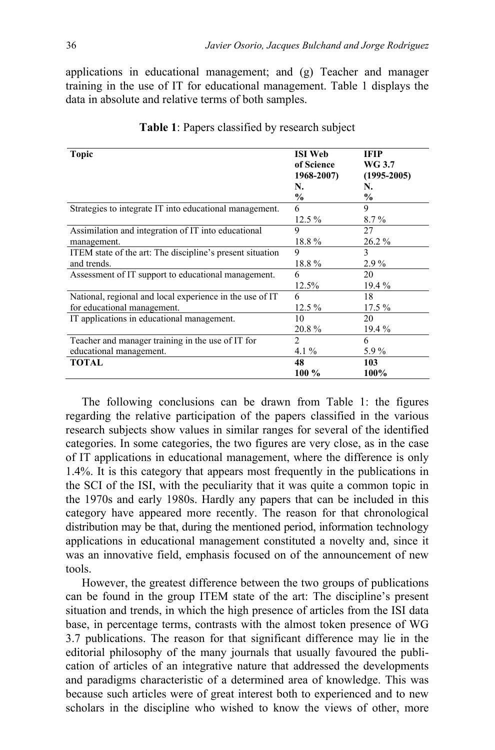applications in educational management; and (g) Teacher and manager training in the use of IT for educational management. Table 1 displays the data in absolute and relative terms of both samples.

**Table 1**: Papers classified by research subject

| **Topic** | **ISI Web of Science 1968-2007) N. %** | **IFIP WG 3.7 (1995-2005) N. %** |
|---|---|---|
| Strategies to integrate IT into educational management. | 6<br>12.5 % | 9<br>8.7 % |
| Assimilation and integration of IT into educational management. | 9<br>18.8 % | 27<br>26.2 % |
| ITEM state of the art: The discipline's present situation and trends. | 9<br>18.8 % | 3<br>2.9 % |
| Assessment of IT support to educational management. | 6<br>12.5% | 20<br>19.4 % |
| National, regional and local experience in the use of IT for educational management. | 6<br>12.5 % | 18<br>17.5 % |
| IT applications in educational management. | 10<br>20.8 % | 20<br>19.4 % |
| Teacher and manager training in the use of IT for educational management. | 2<br>4.1 % | 6<br>5.9 % |
| **TOTAL** | **48**<br>**100 %** | **103**<br>**100%** |

The following conclusions can be drawn from Table 1: the figures regarding the relative participation of the papers classified in the various research subjects show values in similar ranges for several of the identified categories. In some categories, the two figures are very close, as in the case of IT applications in educational management, where the difference is only 1.4%. It is this category that appears most frequently in the publications in the SCI of the ISI, with the peculiarity that it was quite a common topic in the 1970s and early 1980s. Hardly any papers that can be included in this category have appeared more recently. The reason for that chronological distribution may be that, during the mentioned period, information technology applications in educational management constituted a novelty and, since it was an innovative field, emphasis focused on of the announcement of new tools.

However, the greatest difference between the two groups of publications can be found in the group ITEM state of the art: The discipline's present situation and trends, in which the high presence of articles from the ISI data base, in percentage terms, contrasts with the almost token presence of WG 3.7 publications. The reason for that significant difference may lie in the editorial philosophy of the many journals that usually favoured the publication of articles of an integrative nature that addressed the developments and paradigms characteristic of a determined area of knowledge. This was because such articles were of great interest both to experienced and to new scholars in the discipline who wished to know the views of other, more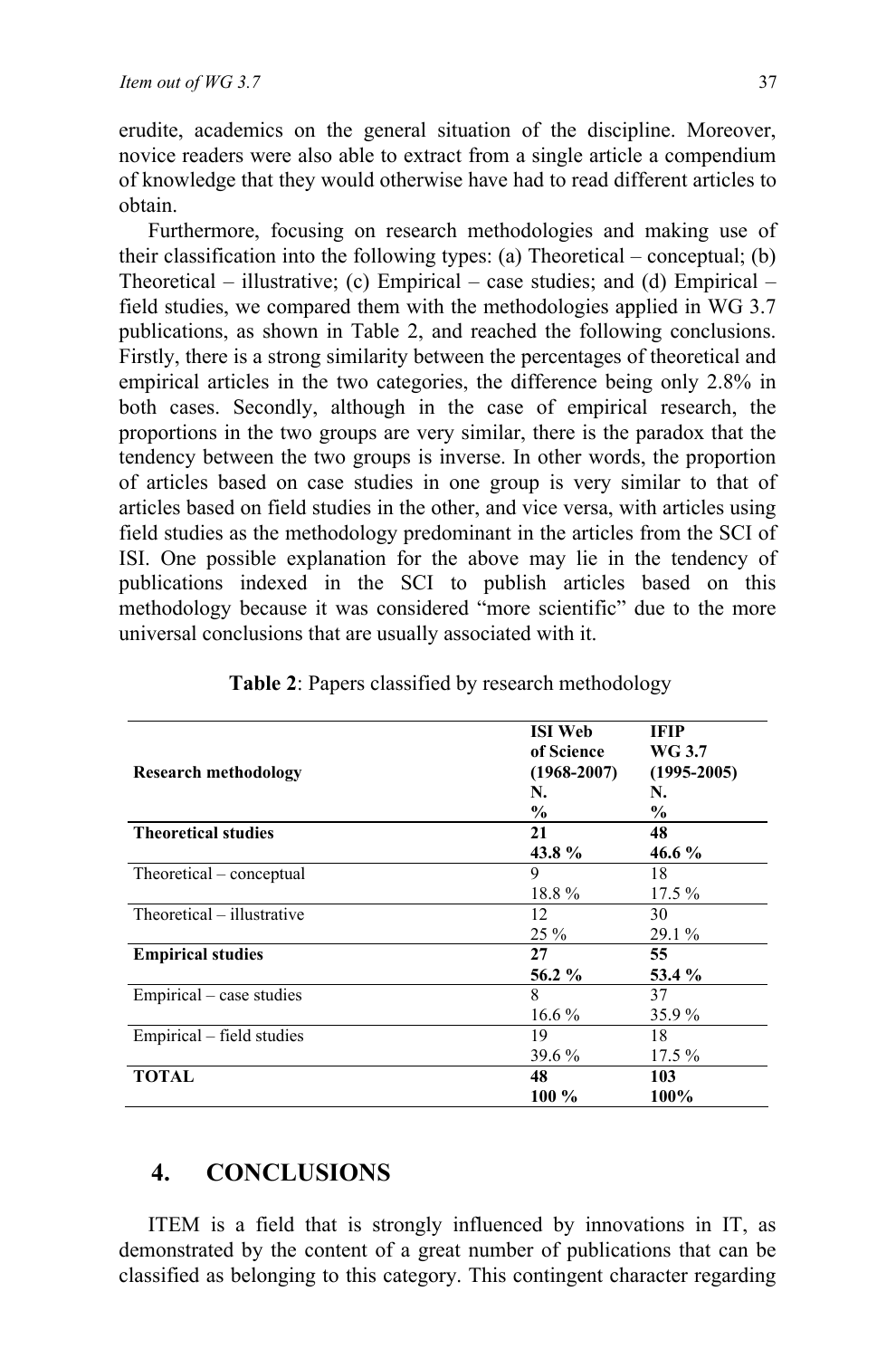erudite, academics on the general situation of the discipline. Moreover, novice readers were also able to extract from a single article a compendium of knowledge that they would otherwise have had to read different articles to obtain.

Furthermore, focusing on research methodologies and making use of their classification into the following types: (a) Theoretical – conceptual; (b) Theoretical – illustrative; (c) Empirical – case studies; and (d) Empirical – field studies, we compared them with the methodologies applied in WG 3.7 publications, as shown in Table 2, and reached the following conclusions. Firstly, there is a strong similarity between the percentages of theoretical and empirical articles in the two categories, the difference being only 2.8% in both cases. Secondly, although in the case of empirical research, the proportions in the two groups are very similar, there is the paradox that the tendency between the two groups is inverse. In other words, the proportion of articles based on case studies in one group is very similar to that of articles based on field studies in the other, and vice versa, with articles using field studies as the methodology predominant in the articles from the SCI of ISI. One possible explanation for the above may lie in the tendency of publications indexed in the SCI to publish articles based on this methodology because it was considered "more scientific" due to the more universal conclusions that are usually associated with it.

**Table 2**: Papers classified by research methodology

| **Research methodology** | **ISI Web of Science (1968-2007) N. %** | **IFIP WG 3.7 (1995-2005) N. %** |
|---|---|---|
| **Theoretical studies** | **21** **43.8 %** | **48** **46.6 %** |
| Theoretical – conceptual | 9 18.8 % | 18 17.5 % |
| Theoretical – illustrative | 12 25 % | 30 29.1 % |
| **Empirical studies** | **27** **56.2 %** | **55** **53.4 %** |
| Empirical – case studies | 8 16.6 % | 37 35.9 % |
| Empirical – field studies | 19 39.6 % | 18 17.5 % |
| **TOTAL** | **48** **100 %** | **103** **100%** |

## 4. CONCLUSIONS

ITEM is a field that is strongly influenced by innovations in IT, as demonstrated by the content of a great number of publications that can be classified as belonging to this category. This contingent character regarding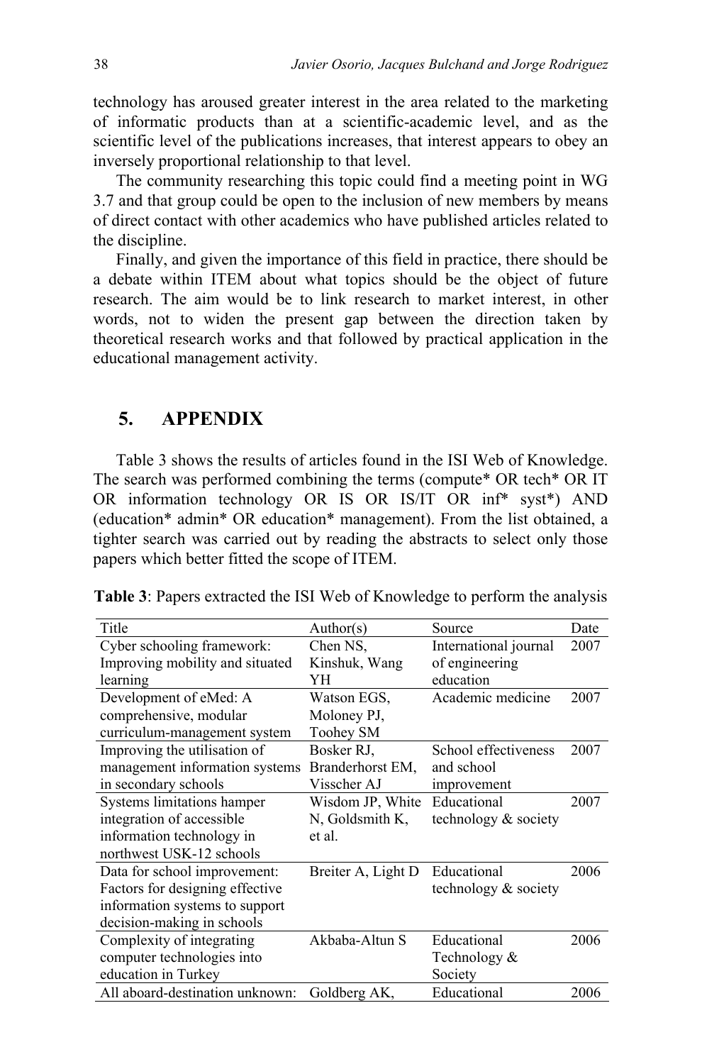technology has aroused greater interest in the area related to the marketing of informatic products than at a scientific-academic level, and as the scientific level of the publications increases, that interest appears to obey an inversely proportional relationship to that level.

The community researching this topic could find a meeting point in WG 3.7 and that group could be open to the inclusion of new members by means of direct contact with other academics who have published articles related to the discipline.

Finally, and given the importance of this field in practice, there should be a debate within ITEM about what topics should be the object of future research. The aim would be to link research to market interest, in other words, not to widen the present gap between the direction taken by theoretical research works and that followed by practical application in the educational management activity.

## 5. APPENDIX

Table 3 shows the results of articles found in the ISI Web of Knowledge. The search was performed combining the terms (compute* OR tech* OR IT OR information technology OR IS OR IS/IT OR inf* syst*) AND (education* admin* OR education* management). From the list obtained, a tighter search was carried out by reading the abstracts to select only those papers which better fitted the scope of ITEM.

**Table 3**: Papers extracted the ISI Web of Knowledge to perform the analysis

| Title | Author(s) | Source | Date |
|---|---|---|---|
| Cyber schooling framework: Improving mobility and situated learning | Chen NS, Kinshuk, Wang YH | International journal of engineering education | 2007 |
| Development of eMed: A comprehensive, modular curriculum-management system | Watson EGS, Moloney PJ, Toohey SM | Academic medicine | 2007 |
| Improving the utilisation of management information systems in secondary schools | Bosker RJ, Branderhorst EM, Visscher AJ | School effectiveness and school improvement | 2007 |
| Systems limitations hamper integration of accessible information technology in northwest USK-12 schools | Wisdom JP, White N, Goldsmith K, et al. | Educational technology & society | 2007 |
| Data for school improvement: Factors for designing effective information systems to support decision-making in schools | Breiter A, Light D | Educational technology & society | 2006 |
| Complexity of integrating computer technologies into education in Turkey | Akbaba-Altun S | Educational Technology & Society | 2006 |
| All aboard-destination unknown: | Goldberg AK, | Educational | 2006 |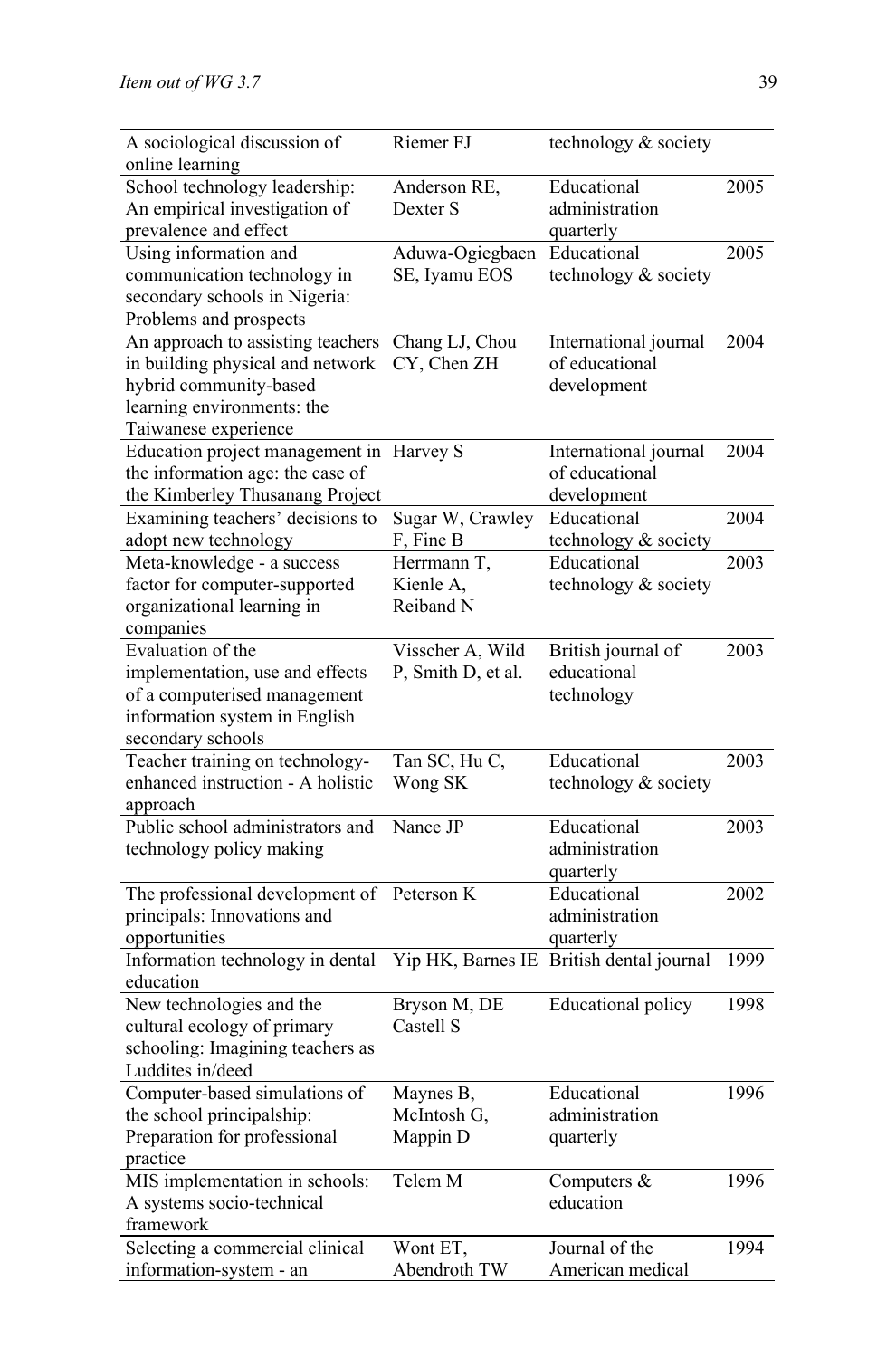| | | | |
|---|---|---|---|
| A sociological discussion of online learning | Riemer FJ | technology & society | |
| School technology leadership: An empirical investigation of prevalence and effect | Anderson RE, Dexter S | Educational administration quarterly | 2005 |
| Using information and communication technology in secondary schools in Nigeria: Problems and prospects | Aduwa-Ogiegbaen SE, Iyamu EOS | Educational technology & society | 2005 |
| An approach to assisting teachers in building physical and network hybrid community-based learning environments: the Taiwanese experience | Chang LJ, Chou CY, Chen ZH | International journal of educational development | 2004 |
| Education project management in the information age: the case of the Kimberley Thusanang Project | Harvey S | International journal of educational development | 2004 |
| Examining teachers' decisions to adopt new technology | Sugar W, Crawley F, Fine B | Educational technology & society | 2004 |
| Meta-knowledge - a success factor for computer-supported organizational learning in companies | Herrmann T, Kienle A, Reiband N | Educational technology & society | 2003 |
| Evaluation of the implementation, use and effects of a computerised management information system in English secondary schools | Visscher A, Wild P, Smith D, et al. | British journal of educational technology | 2003 |
| Teacher training on technology-enhanced instruction - A holistic approach | Tan SC, Hu C, Wong SK | Educational technology & society | 2003 |
| Public school administrators and technology policy making | Nance JP | Educational administration quarterly | 2003 |
| The professional development of principals: Innovations and opportunities | Peterson K | Educational administration quarterly | 2002 |
| Information technology in dental education | Yip HK, Barnes IE | British dental journal | 1999 |
| New technologies and the cultural ecology of primary schooling: Imagining teachers as Luddites in/deed | Bryson M, DE Castell S | Educational policy | 1998 |
| Computer-based simulations of the school principalship: Preparation for professional practice | Maynes B, McIntosh G, Mappin D | Educational administration quarterly | 1996 |
| MIS implementation in schools: A systems socio-technical framework | Telem M | Computers & education | 1996 |
| Selecting a commercial clinical information-system - an | Wont ET, Abendroth TW | Journal of the American medical | 1994 |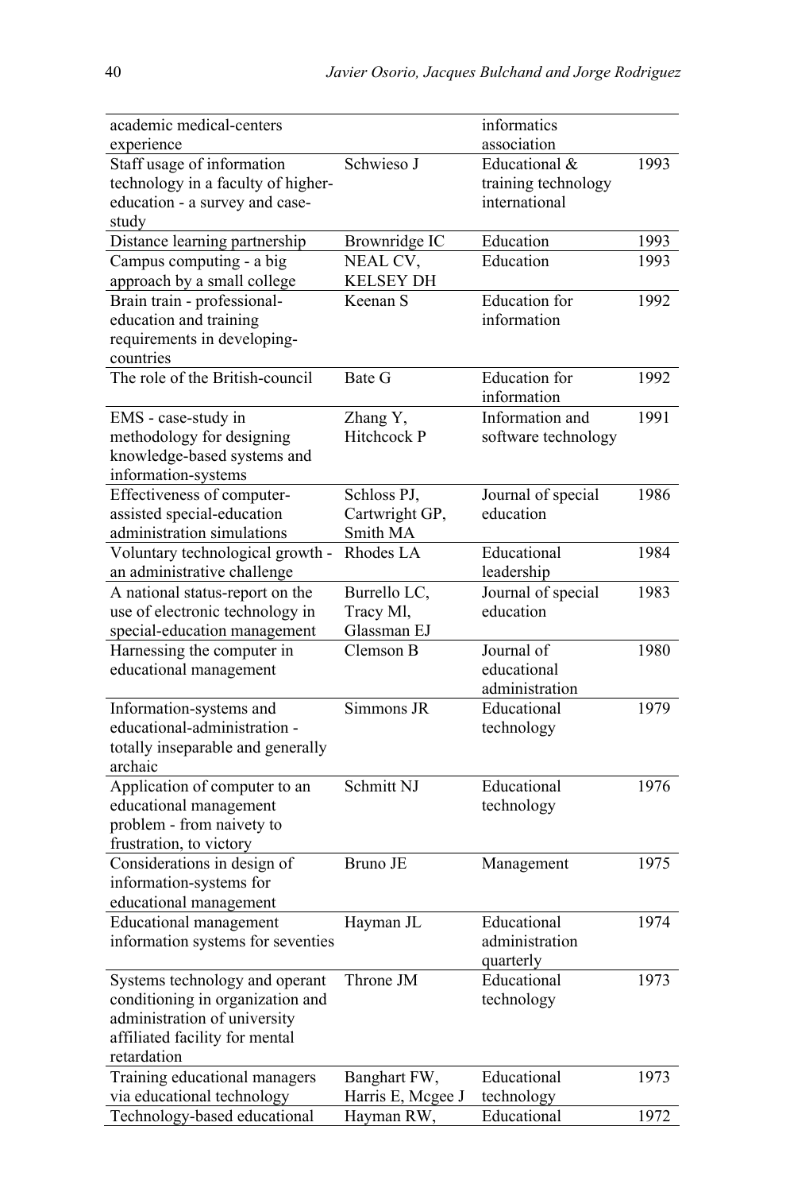| | | | |
|---|---|---|---|
| academic medical-centers experience | | informatics association | |
| Staff usage of information technology in a faculty of higher-education - a survey and case-study | Schwieso J | Educational & training technology international | 1993 |
| Distance learning partnership | Brownridge IC | Education | 1993 |
| Campus computing - a big approach by a small college | NEAL CV, KELSEY DH | Education | 1993 |
| Brain train - professional-education and training requirements in developing-countries | Keenan S | Education for information | 1992 |
| The role of the British-council | Bate G | Education for information | 1992 |
| EMS - case-study in methodology for designing knowledge-based systems and information-systems | Zhang Y, Hitchcock P | Information and software technology | 1991 |
| Effectiveness of computer-assisted special-education administration simulations | Schloss PJ, Cartwright GP, Smith MA | Journal of special education | 1986 |
| Voluntary technological growth - an administrative challenge | Rhodes LA | Educational leadership | 1984 |
| A national status-report on the use of electronic technology in special-education management | Burrello LC, Tracy Ml, Glassman EJ | Journal of special education | 1983 |
| Harnessing the computer in educational management | Clemson B | Journal of educational administration | 1980 |
| Information-systems and educational-administration - totally inseparable and generally archaic | Simmons JR | Educational technology | 1979 |
| Application of computer to an educational management problem - from naivety to frustration, to victory | Schmitt NJ | Educational technology | 1976 |
| Considerations in design of information-systems for educational management | Bruno JE | Management | 1975 |
| Educational management information systems for seventies | Hayman JL | Educational administration quarterly | 1974 |
| Systems technology and operant conditioning in organization and administration of university affiliated facility for mental retardation | Throne JM | Educational technology | 1973 |
| Training educational managers via educational technology | Banghart FW, Harris E, Mcgee J | Educational technology | 1973 |
| Technology-based educational | Hayman RW, | Educational | 1972 |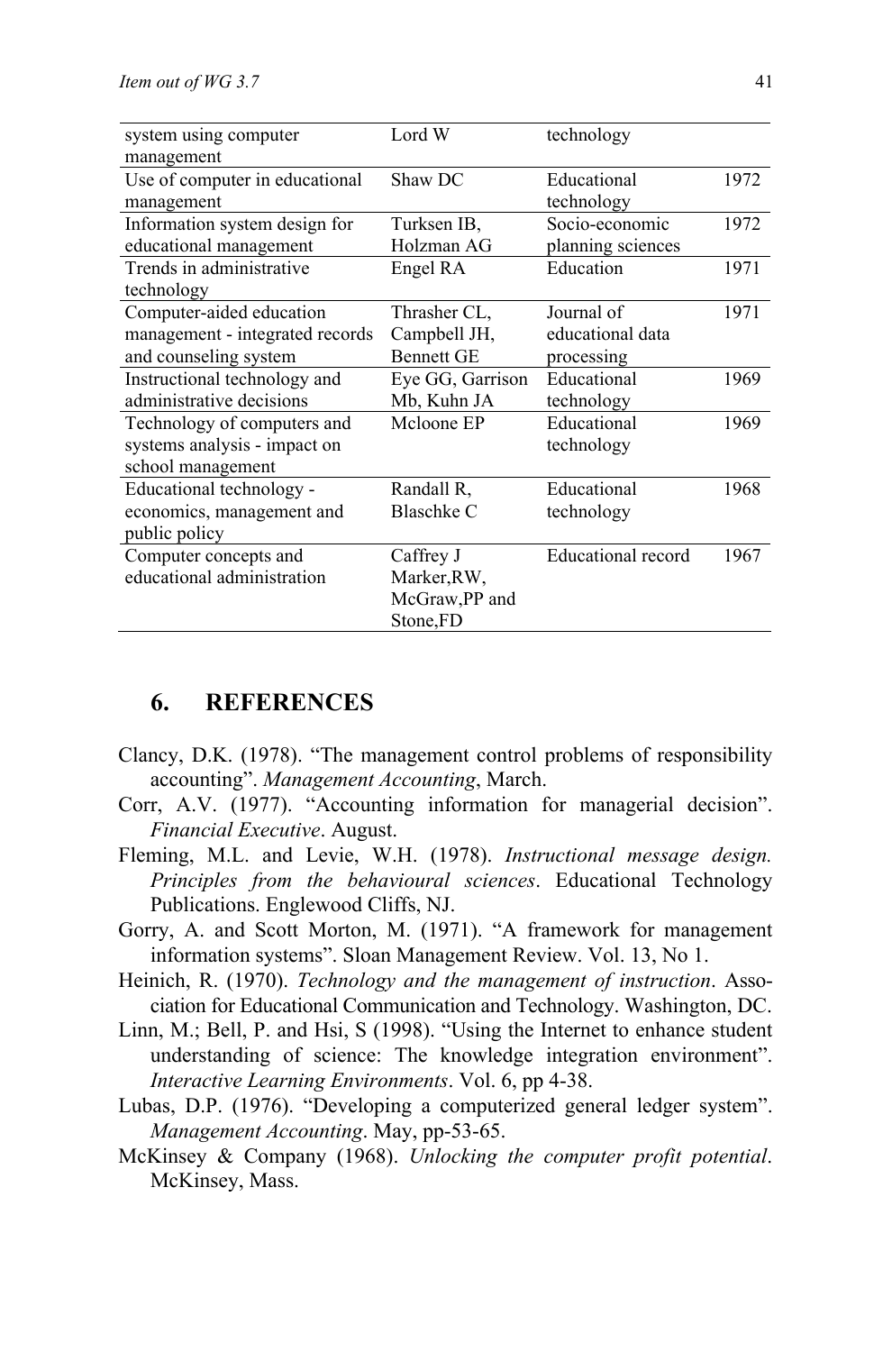| | | | |
|---|---|---|---|
| system using computer management | Lord W | technology | |
| Use of computer in educational management | Shaw DC | Educational technology | 1972 |
| Information system design for educational management | Turksen IB, Holzman AG | Socio-economic planning sciences | 1972 |
| Trends in administrative technology | Engel RA | Education | 1971 |
| Computer-aided education management - integrated records and counseling system | Thrasher CL, Campbell JH, Bennett GE | Journal of educational data processing | 1971 |
| Instructional technology and administrative decisions | Eye GG, Garrison Mb, Kuhn JA | Educational technology | 1969 |
| Technology of computers and systems analysis - impact on school management | Mcloone EP | Educational technology | 1969 |
| Educational technology - economics, management and public policy | Randall R, Blaschke C | Educational technology | 1968 |
| Computer concepts and educational administration | Caffrey J Marker,RW, McGraw,PP and Stone,FD | Educational record | 1967 |

## 6. REFERENCES

Clancy, D.K. (1978). "The management control problems of responsibility accounting". *Management Accounting*, March.

Corr, A.V. (1977). "Accounting information for managerial decision". *Financial Executive*. August.

Fleming, M.L. and Levie, W.H. (1978). *Instructional message design. Principles from the behavioural sciences*. Educational Technology Publications. Englewood Cliffs, NJ.

Gorry, A. and Scott Morton, M. (1971). "A framework for management information systems". Sloan Management Review. Vol. 13, No 1.

Heinich, R. (1970). *Technology and the management of instruction*. Association for Educational Communication and Technology. Washington, DC.

Linn, M.; Bell, P. and Hsi, S (1998). "Using the Internet to enhance student understanding of science: The knowledge integration environment". *Interactive Learning Environments*. Vol. 6, pp 4-38.

Lubas, D.P. (1976). "Developing a computerized general ledger system". *Management Accounting*. May, pp-53-65.

McKinsey & Company (1968). *Unlocking the computer profit potential*. McKinsey, Mass.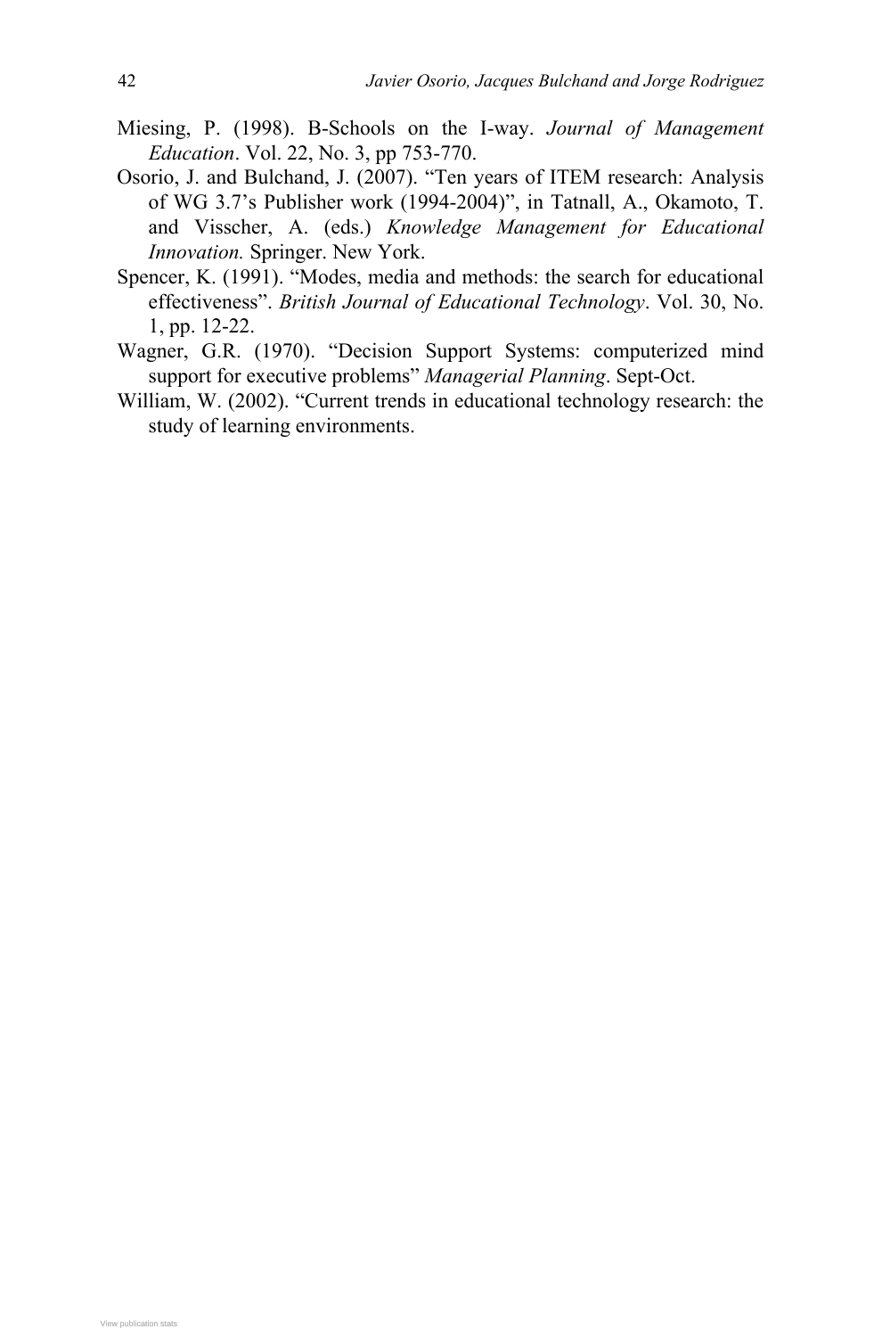Miesing, P. (1998). B-Schools on the I-way. *Journal of Management Education*. Vol. 22, No. 3, pp 753-770.

Osorio, J. and Bulchand, J. (2007). "Ten years of ITEM research: Analysis of WG 3.7's Publisher work (1994-2004)", in Tatnall, A., Okamoto, T. and Visscher, A. (eds.) *Knowledge Management for Educational Innovation.* Springer. New York.

Spencer, K. (1991). "Modes, media and methods: the search for educational effectiveness". *British Journal of Educational Technology*. Vol. 30, No. 1, pp. 12-22.

Wagner, G.R. (1970). "Decision Support Systems: computerized mind support for executive problems" *Managerial Planning*. Sept-Oct.

William, W. (2002). "Current trends in educational technology research: the study of learning environments.